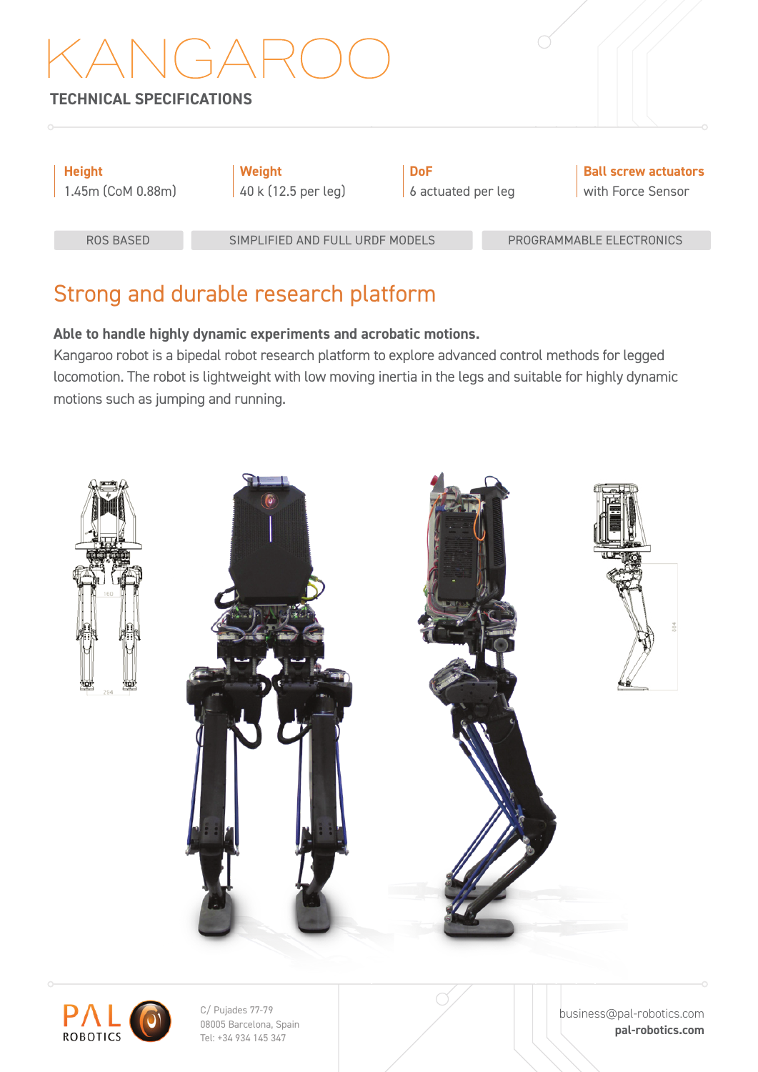# KANGAROO

## TECHNICAL SPECIFICATIONS

**Height**
1.45m (CoM 0.88m)

**Weight**
40 k (12.5 per leg)

**DoF**
6 actuated per leg

**Ball screw actuators**
with Force Sensor

ROS BASED

SIMPLIFIED AND FULL URDF MODELS

PROGRAMMABLE ELECTRONICS

## Strong and durable research platform

**Able to handle highly dynamic experiments and acrobatic motions.**
Kangaroo robot is a bipedal robot research platform to explore advanced control methods for legged locomotion. The robot is lightweight with low moving inertia in the legs and suitable for highly dynamic motions such as jumping and running.

PAL ROBOTICS

C/ Pujades 77-79
08005 Barcelona, Spain
Tel: +34 934 145 347

business@pal-robotics.com
**pal-robotics.com**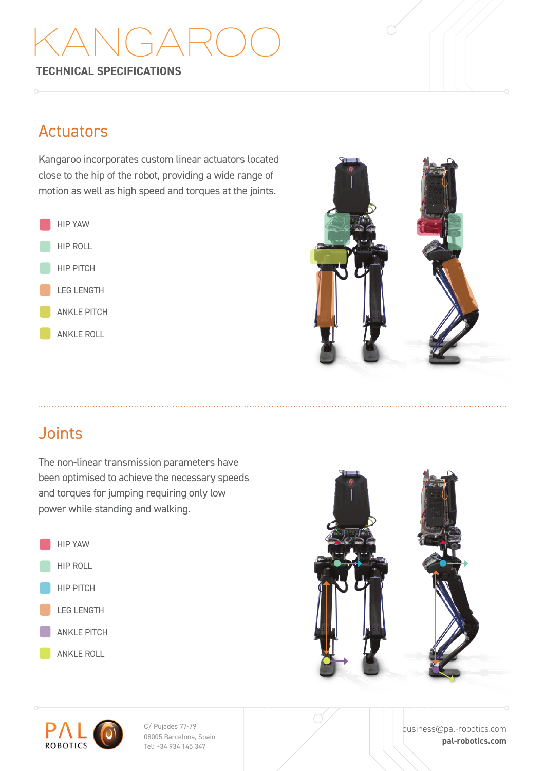# KANGAROO

**TECHNICAL SPECIFICATIONS**

## Actuators

Kangaroo incorporates custom linear actuators located close to the hip of the robot, providing a wide range of motion as well as high speed and torques at the joints.

- HIP YAW
- HIP ROLL
- HIP PITCH
- LEG LENGTH
- ANKLE PITCH
- ANKLE ROLL

## Joints

The non-linear transmission parameters have been optimised to achieve the necessary speeds and torques for jumping requiring only low power while standing and walking.

- HIP YAW
- HIP ROLL
- HIP PITCH
- LEG LENGTH
- ANKLE PITCH
- ANKLE ROLL

PAL ROBOTICS

C/ Pujades 77-79
08005 Barcelona, Spain
Tel: +34 934 145 347

business@pal-robotics.com
**pal-robotics.com**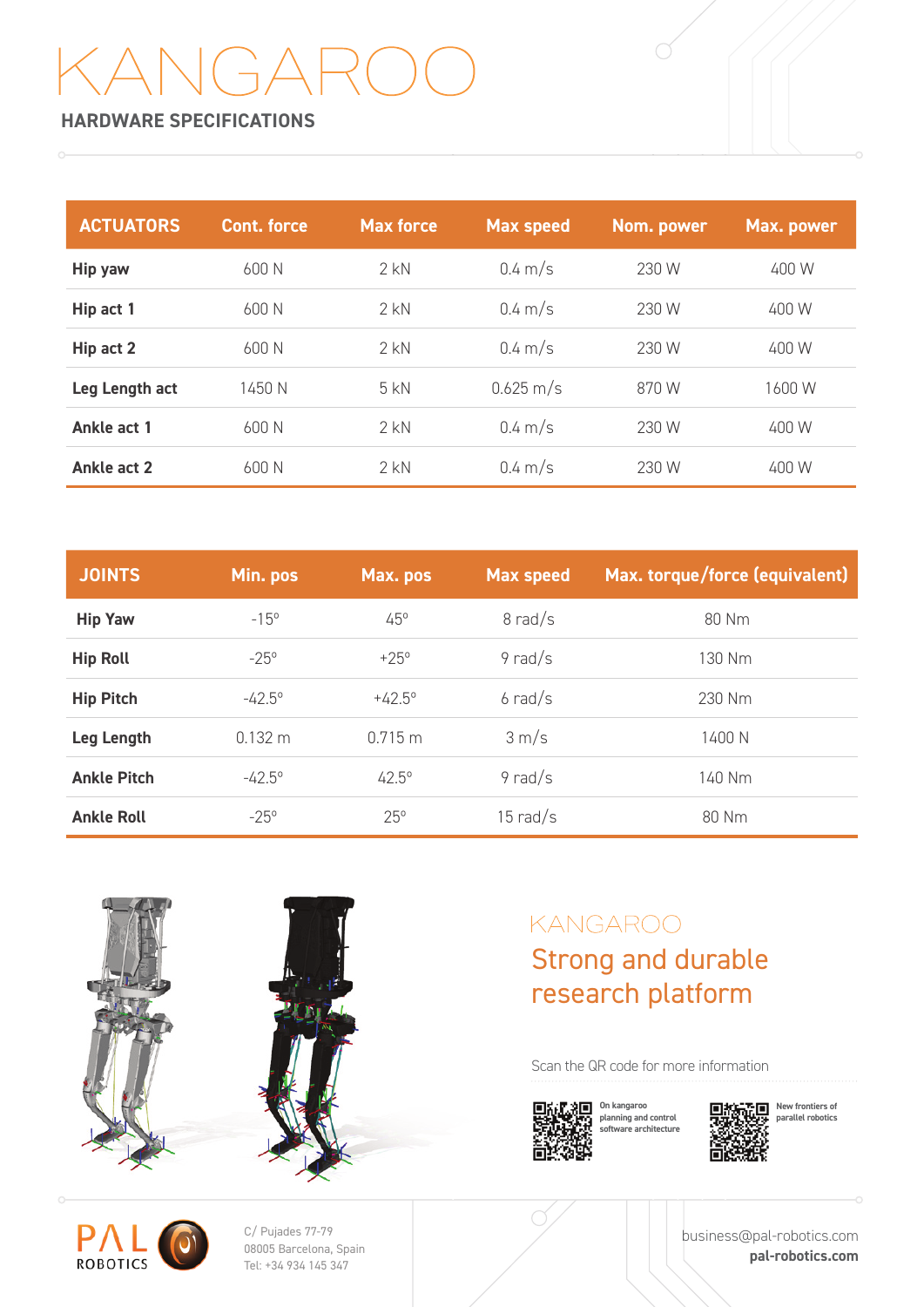# KANGAROO

## HARDWARE SPECIFICATIONS

| ACTUATORS | Cont. force | Max force | Max speed | Nom. power | Max. power |
|---|---|---|---|---|---|
| **Hip yaw** | 600 N | 2 kN | 0.4 m/s | 230 W | 400 W |
| **Hip act 1** | 600 N | 2 kN | 0.4 m/s | 230 W | 400 W |
| **Hip act 2** | 600 N | 2 kN | 0.4 m/s | 230 W | 400 W |
| **Leg Length act** | 1450 N | 5 kN | 0.625 m/s | 870 W | 1600 W |
| **Ankle act 1** | 600 N | 2 kN | 0.4 m/s | 230 W | 400 W |
| **Ankle act 2** | 600 N | 2 kN | 0.4 m/s | 230 W | 400 W |

| JOINTS | Min. pos | Max. pos | Max speed | Max. torque/force (equivalent) |
|---|---|---|---|---|
| **Hip Yaw** | -15º | 45º | 8 rad/s | 80 Nm |
| **Hip Roll** | -25º | +25º | 9 rad/s | 130 Nm |
| **Hip Pitch** | -42.5º | +42.5º | 6 rad/s | 230 Nm |
| **Leg Length** | 0.132 m | 0.715 m | 3 m/s | 1400 N |
| **Ankle Pitch** | -42.5º | 42.5º | 9 rad/s | 140 Nm |
| **Ankle Roll** | -25º | 25º | 15 rad/s | 80 Nm |

KANGAROO

## Strong and durable research platform

Scan the QR code for more information

On kangaroo planning and control software architecture

New frontiers of parallel robotics

PAL ROBOTICS

C/ Pujades 77-79
08005 Barcelona, Spain
Tel: +34 934 145 347

business@pal-robotics.com
**pal-robotics.com**